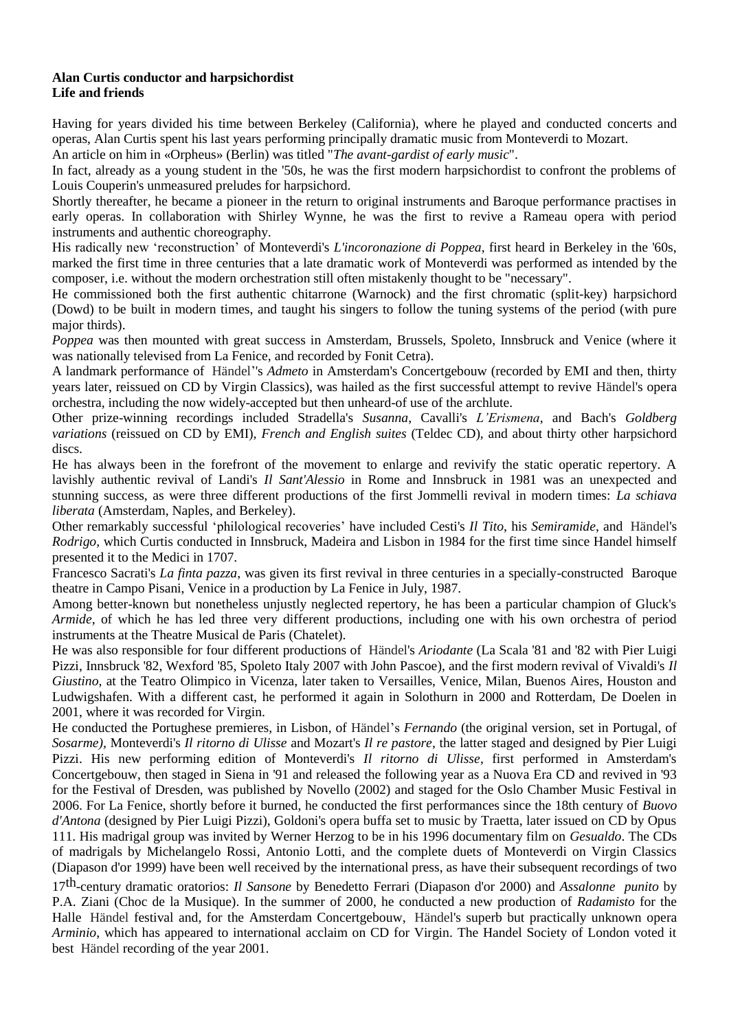**Alan Curtis conductor and harpsichordist**
**Life and friends**

Having for years divided his time between Berkeley (California), where he played and conducted concerts and operas, Alan Curtis spent his last years performing principally dramatic music from Monteverdi to Mozart.
An article on him in «Orpheus» (Berlin) was titled "*The avant-gardist of early music*".
In fact, already as a young student in the '50s, he was the first modern harpsichordist to confront the problems of Louis Couperin's unmeasured preludes for harpsichord.
Shortly thereafter, he became a pioneer in the return to original instruments and Baroque performance practises in early operas. In collaboration with Shirley Wynne, he was the first to revive a Rameau opera with period instruments and authentic choreography.
His radically new 'reconstruction' of Monteverdi's *L'incoronazione di Poppea*, first heard in Berkeley in the '60s, marked the first time in three centuries that a late dramatic work of Monteverdi was performed as intended by the composer, i.e. without the modern orchestration still often mistakenly thought to be "necessary".
He commissioned both the first authentic chitarrone (Warnock) and the first chromatic (split-key) harpsichord (Dowd) to be built in modern times, and taught his singers to follow the tuning systems of the period (with pure major thirds).
*Poppea* was then mounted with great success in Amsterdam, Brussels, Spoleto, Innsbruck and Venice (where it was nationally televised from La Fenice, and recorded by Fonit Cetra).
A landmark performance of Händel''s *Admeto* in Amsterdam's Concertgebouw (recorded by EMI and then, thirty years later, reissued on CD by Virgin Classics), was hailed as the first successful attempt to revive Händel's opera orchestra, including the now widely-accepted but then unheard-of use of the archlute.
Other prize-winning recordings included Stradella's *Susanna*, Cavalli's *L'Erismena*, and Bach's *Goldberg variations* (reissued on CD by EMI), *French and English suites* (Teldec CD), and about thirty other harpsichord discs.
He has always been in the forefront of the movement to enlarge and revivify the static operatic repertory. A lavishly authentic revival of Landi's *Il Sant'Alessio* in Rome and Innsbruck in 1981 was an unexpected and stunning success, as were three different productions of the first Jommelli revival in modern times: *La schiava liberata* (Amsterdam, Naples, and Berkeley).
Other remarkably successful 'philological recoveries' have included Cesti's *Il Tito*, his *Semiramide*, and Händel's *Rodrigo*, which Curtis conducted in Innsbruck, Madeira and Lisbon in 1984 for the first time since Handel himself presented it to the Medici in 1707.
Francesco Sacrati's *La finta pazza*, was given its first revival in three centuries in a specially-constructed Baroque theatre in Campo Pisani, Venice in a production by La Fenice in July, 1987.
Among better-known but nonetheless unjustly neglected repertory, he has been a particular champion of Gluck's *Armide*, of which he has led three very different productions, including one with his own orchestra of period instruments at the Theatre Musical de Paris (Chatelet).
He was also responsible for four different productions of Händel's *Ariodante* (La Scala '81 and '82 with Pier Luigi Pizzi, Innsbruck '82, Wexford '85, Spoleto Italy 2007 with John Pascoe), and the first modern revival of Vivaldi's *Il Giustino*, at the Teatro Olimpico in Vicenza, later taken to Versailles, Venice, Milan, Buenos Aires, Houston and Ludwigshafen. With a different cast, he performed it again in Solothurn in 2000 and Rotterdam, De Doelen in 2001, where it was recorded for Virgin.
He conducted the Portughese premieres, in Lisbon, of Händel's *Fernando* (the original version, set in Portugal, of *Sosarme)*, Monteverdi's *Il ritorno di Ulisse* and Mozart's *Il re pastore*, the latter staged and designed by Pier Luigi Pizzi. His new performing edition of Monteverdi's *Il ritorno di Ulisse*, first performed in Amsterdam's Concertgebouw, then staged in Siena in '91 and released the following year as a Nuova Era CD and revived in '93 for the Festival of Dresden, was published by Novello (2002) and staged for the Oslo Chamber Music Festival in 2006. For La Fenice, shortly before it burned, he conducted the first performances since the 18th century of *Buovo d'Antona* (designed by Pier Luigi Pizzi), Goldoni's opera buffa set to music by Traetta, later issued on CD by Opus 111. His madrigal group was invited by Werner Herzog to be in his 1996 documentary film on *Gesualdo*. The CDs of madrigals by Michelangelo Rossi, Antonio Lotti, and the complete duets of Monteverdi on Virgin Classics (Diapason d'or 1999) have been well received by the international press, as have their subsequent recordings of two 17th-century dramatic oratorios: *Il Sansone* by Benedetto Ferrari (Diapason d'or 2000) and *Assalonne punito* by P.A. Ziani (Choc de la Musique). In the summer of 2000, he conducted a new production of *Radamisto* for the Halle Händel festival and, for the Amsterdam Concertgebouw, Händel's superb but practically unknown opera *Arminio*, which has appeared to international acclaim on CD for Virgin. The Handel Society of London voted it best Händel recording of the year 2001.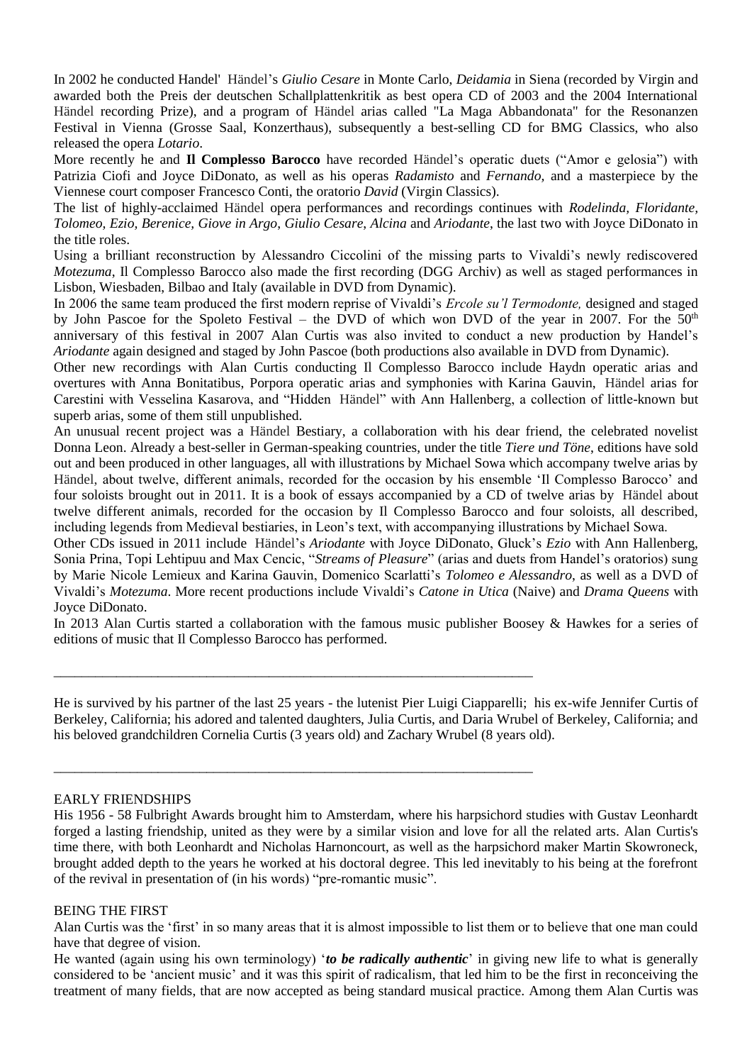In 2002 he conducted Handel' Händel's *Giulio Cesare* in Monte Carlo, *Deidamia* in Siena (recorded by Virgin and awarded both the Preis der deutschen Schallplattenkritik as best opera CD of 2003 and the 2004 International Händel recording Prize), and a program of Händel arias called "La Maga Abbandonata" for the Resonanzen Festival in Vienna (Grosse Saal, Konzerthaus), subsequently a best-selling CD for BMG Classics, who also released the opera *Lotario*.

More recently he and **Il Complesso Barocco** have recorded Händel's operatic duets ("Amor e gelosia") with Patrizia Ciofi and Joyce DiDonato, as well as his operas *Radamisto* and *Fernando,* and a masterpiece by the Viennese court composer Francesco Conti, the oratorio *David* (Virgin Classics).

The list of highly-acclaimed Händel opera performances and recordings continues with *Rodelinda, Floridante, Tolomeo, Ezio, Berenice, Giove in Argo, Giulio Cesare, Alcina* and *Ariodante*, the last two with Joyce DiDonato in the title roles.

Using a brilliant reconstruction by Alessandro Ciccolini of the missing parts to Vivaldi's newly rediscovered *Motezuma*, Il Complesso Barocco also made the first recording (DGG Archiv) as well as staged performances in Lisbon, Wiesbaden, Bilbao and Italy (available in DVD from Dynamic).

In 2006 the same team produced the first modern reprise of Vivaldi's *Ercole su'l Termodonte,* designed and staged by John Pascoe for the Spoleto Festival – the DVD of which won DVD of the year in 2007. For the 50th anniversary of this festival in 2007 Alan Curtis was also invited to conduct a new production by Handel's *Ariodante* again designed and staged by John Pascoe (both productions also available in DVD from Dynamic).

Other new recordings with Alan Curtis conducting Il Complesso Barocco include Haydn operatic arias and overtures with Anna Bonitatibus, Porpora operatic arias and symphonies with Karina Gauvin, Händel arias for Carestini with Vesselina Kasarova, and "Hidden Händel" with Ann Hallenberg, a collection of little-known but superb arias, some of them still unpublished.

An unusual recent project was a Händel Bestiary, a collaboration with his dear friend, the celebrated novelist Donna Leon. Already a best-seller in German-speaking countries, under the title *Tiere und Töne*, editions have sold out and been produced in other languages, all with illustrations by Michael Sowa which accompany twelve arias by Händel, about twelve, different animals, recorded for the occasion by his ensemble 'Il Complesso Barocco' and four soloists brought out in 2011. It is a book of essays accompanied by a CD of twelve arias by Händel about twelve different animals, recorded for the occasion by Il Complesso Barocco and four soloists, all described, including legends from Medieval bestiaries, in Leon's text, with accompanying illustrations by Michael Sowa.

Other CDs issued in 2011 include Händel's *Ariodante* with Joyce DiDonato, Gluck's *Ezio* with Ann Hallenberg, Sonia Prina, Topi Lehtipuu and Max Cencic, "*Streams of Pleasure*" (arias and duets from Handel's oratorios) sung by Marie Nicole Lemieux and Karina Gauvin, Domenico Scarlatti's *Tolomeo e Alessandro*, as well as a DVD of Vivaldi's *Motezuma*. More recent productions include Vivaldi's *Catone in Utica* (Naive) and *Drama Queens* with Joyce DiDonato.

In 2013 Alan Curtis started a collaboration with the famous music publisher Boosey & Hawkes for a series of editions of music that Il Complesso Barocco has performed.

---

He is survived by his partner of the last 25 years - the lutenist Pier Luigi Ciapparelli; his ex-wife Jennifer Curtis of Berkeley, California; his adored and talented daughters, Julia Curtis, and Daria Wrubel of Berkeley, California; and his beloved grandchildren Cornelia Curtis (3 years old) and Zachary Wrubel (8 years old).

---

## EARLY FRIENDSHIPS

His 1956 - 58 Fulbright Awards brought him to Amsterdam, where his harpsichord studies with Gustav Leonhardt forged a lasting friendship, united as they were by a similar vision and love for all the related arts. Alan Curtis's time there, with both Leonhardt and Nicholas Harnoncourt, as well as the harpsichord maker Martin Skowroneck, brought added depth to the years he worked at his doctoral degree. This led inevitably to his being at the forefront of the revival in presentation of (in his words) "pre-romantic music".

## BEING THE FIRST

Alan Curtis was the 'first' in so many areas that it is almost impossible to list them or to believe that one man could have that degree of vision.

He wanted (again using his own terminology) '***to be radically authentic***' in giving new life to what is generally considered to be 'ancient music' and it was this spirit of radicalism, that led him to be the first in reconceiving the treatment of many fields, that are now accepted as being standard musical practice. Among them Alan Curtis was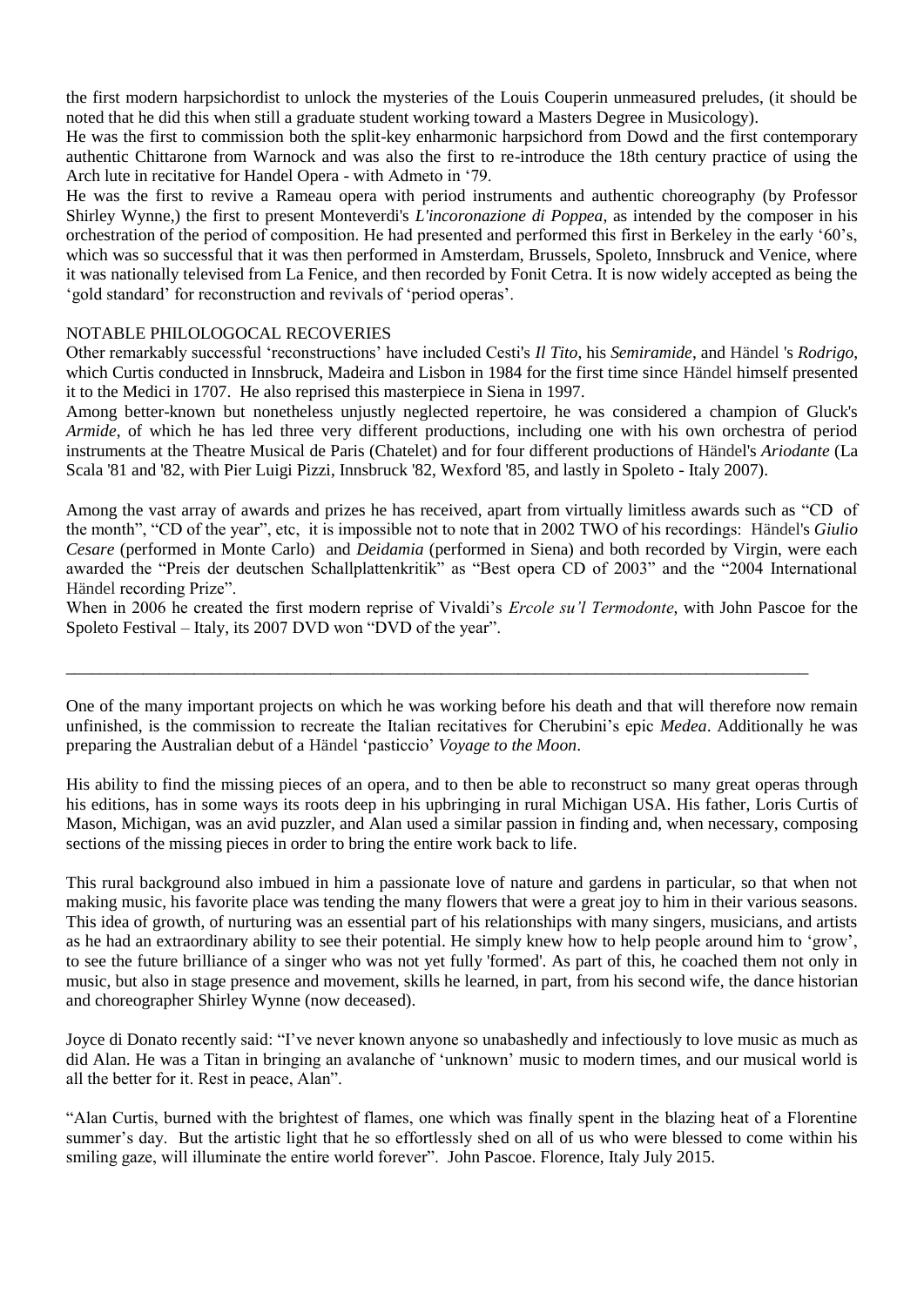the first modern harpsichordist to unlock the mysteries of the Louis Couperin unmeasured preludes, (it should be noted that he did this when still a graduate student working toward a Masters Degree in Musicology).

He was the first to commission both the split-key enharmonic harpsichord from Dowd and the first contemporary authentic Chittarone from Warnock and was also the first to re-introduce the 18th century practice of using the Arch lute in recitative for Handel Opera - with Admeto in '79.

He was the first to revive a Rameau opera with period instruments and authentic choreography (by Professor Shirley Wynne,) the first to present Monteverdi's *L'incoronazione di Poppea*, as intended by the composer in his orchestration of the period of composition. He had presented and performed this first in Berkeley in the early '60's, which was so successful that it was then performed in Amsterdam, Brussels, Spoleto, Innsbruck and Venice, where it was nationally televised from La Fenice, and then recorded by Fonit Cetra. It is now widely accepted as being the 'gold standard' for reconstruction and revivals of 'period operas'.

NOTABLE PHILOLOGOCAL RECOVERIES

Other remarkably successful 'reconstructions' have included Cesti's *Il Tito*, his *Semiramide*, and Händel 's *Rodrigo*, which Curtis conducted in Innsbruck, Madeira and Lisbon in 1984 for the first time since Händel himself presented it to the Medici in 1707. He also reprised this masterpiece in Siena in 1997.

Among better-known but nonetheless unjustly neglected repertoire, he was considered a champion of Gluck's *Armide*, of which he has led three very different productions, including one with his own orchestra of period instruments at the Theatre Musical de Paris (Chatelet) and for four different productions of Händel's *Ariodante* (La Scala '81 and '82, with Pier Luigi Pizzi, Innsbruck '82, Wexford '85, and lastly in Spoleto - Italy 2007).

Among the vast array of awards and prizes he has received, apart from virtually limitless awards such as "CD of the month", "CD of the year", etc, it is impossible not to note that in 2002 TWO of his recordings: Händel's *Giulio Cesare* (performed in Monte Carlo) and *Deidamia* (performed in Siena) and both recorded by Virgin, were each awarded the "Preis der deutschen Schallplattenkritik" as "Best opera CD of 2003" and the "2004 International Händel recording Prize".

When in 2006 he created the first modern reprise of Vivaldi's *Ercole su'l Termodonte*, with John Pascoe for the Spoleto Festival – Italy, its 2007 DVD won "DVD of the year".

---

One of the many important projects on which he was working before his death and that will therefore now remain unfinished, is the commission to recreate the Italian recitatives for Cherubini's epic *Medea*. Additionally he was preparing the Australian debut of a Händel 'pasticcio' *Voyage to the Moon*.

His ability to find the missing pieces of an opera, and to then be able to reconstruct so many great operas through his editions, has in some ways its roots deep in his upbringing in rural Michigan USA. His father, Loris Curtis of Mason, Michigan, was an avid puzzler, and Alan used a similar passion in finding and, when necessary, composing sections of the missing pieces in order to bring the entire work back to life.

This rural background also imbued in him a passionate love of nature and gardens in particular, so that when not making music, his favorite place was tending the many flowers that were a great joy to him in their various seasons. This idea of growth, of nurturing was an essential part of his relationships with many singers, musicians, and artists as he had an extraordinary ability to see their potential. He simply knew how to help people around him to 'grow', to see the future brilliance of a singer who was not yet fully 'formed'. As part of this, he coached them not only in music, but also in stage presence and movement, skills he learned, in part, from his second wife, the dance historian and choreographer Shirley Wynne (now deceased).

Joyce di Donato recently said: "I've never known anyone so unabashedly and infectiously to love music as much as did Alan. He was a Titan in bringing an avalanche of 'unknown' music to modern times, and our musical world is all the better for it. Rest in peace, Alan".

"Alan Curtis, burned with the brightest of flames, one which was finally spent in the blazing heat of a Florentine summer's day. But the artistic light that he so effortlessly shed on all of us who were blessed to come within his smiling gaze, will illuminate the entire world forever". John Pascoe. Florence, Italy July 2015.